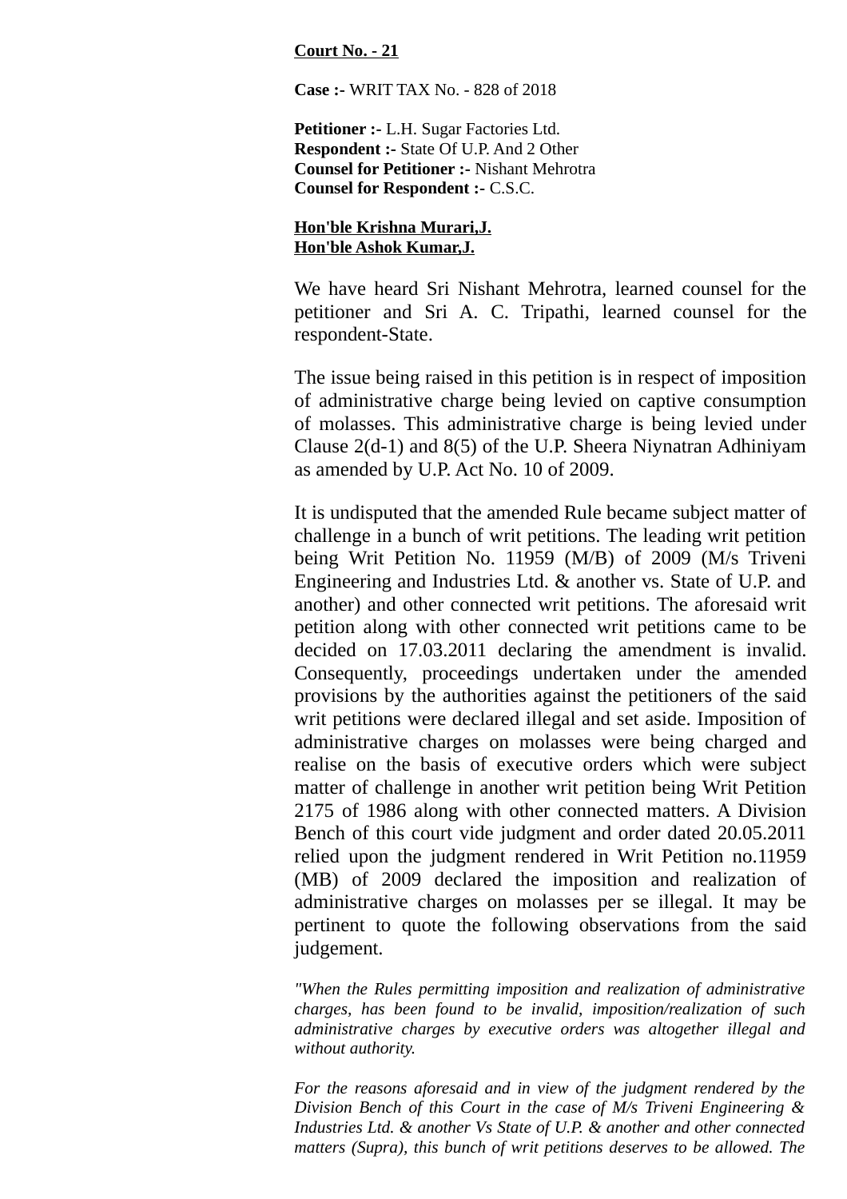**Court No. - 21**

**Case :-** WRIT TAX No. - 828 of 2018

**Petitioner :-** L.H. Sugar Factories Ltd.
**Respondent :-** State Of U.P. And 2 Other
**Counsel for Petitioner :-** Nishant Mehrotra
**Counsel for Respondent :-** C.S.C.

**Hon'ble Krishna Murari,J.**
**Hon'ble Ashok Kumar,J.**

We have heard Sri Nishant Mehrotra, learned counsel for the petitioner and Sri A. C. Tripathi, learned counsel for the respondent-State.

The issue being raised in this petition is in respect of imposition of administrative charge being levied on captive consumption of molasses. This administrative charge is being levied under Clause 2(d-1) and 8(5) of the U.P. Sheera Niynatran Adhiniyam as amended by U.P. Act No. 10 of 2009.

It is undisputed that the amended Rule became subject matter of challenge in a bunch of writ petitions. The leading writ petition being Writ Petition No. 11959 (M/B) of 2009 (M/s Triveni Engineering and Industries Ltd. & another vs. State of U.P. and another) and other connected writ petitions. The aforesaid writ petition along with other connected writ petitions came to be decided on 17.03.2011 declaring the amendment is invalid. Consequently, proceedings undertaken under the amended provisions by the authorities against the petitioners of the said writ petitions were declared illegal and set aside. Imposition of administrative charges on molasses were being charged and realise on the basis of executive orders which were subject matter of challenge in another writ petition being Writ Petition 2175 of 1986 along with other connected matters. A Division Bench of this court vide judgment and order dated 20.05.2011 relied upon the judgment rendered in Writ Petition no.11959 (MB) of 2009 declared the imposition and realization of administrative charges on molasses per se illegal. It may be pertinent to quote the following observations from the said judgement.

*"When the Rules permitting imposition and realization of administrative charges, has been found to be invalid, imposition/realization of such administrative charges by executive orders was altogether illegal and without authority.*

*For the reasons aforesaid and in view of the judgment rendered by the Division Bench of this Court in the case of M/s Triveni Engineering & Industries Ltd. & another Vs State of U.P. & another and other connected matters (Supra), this bunch of writ petitions deserves to be allowed. The*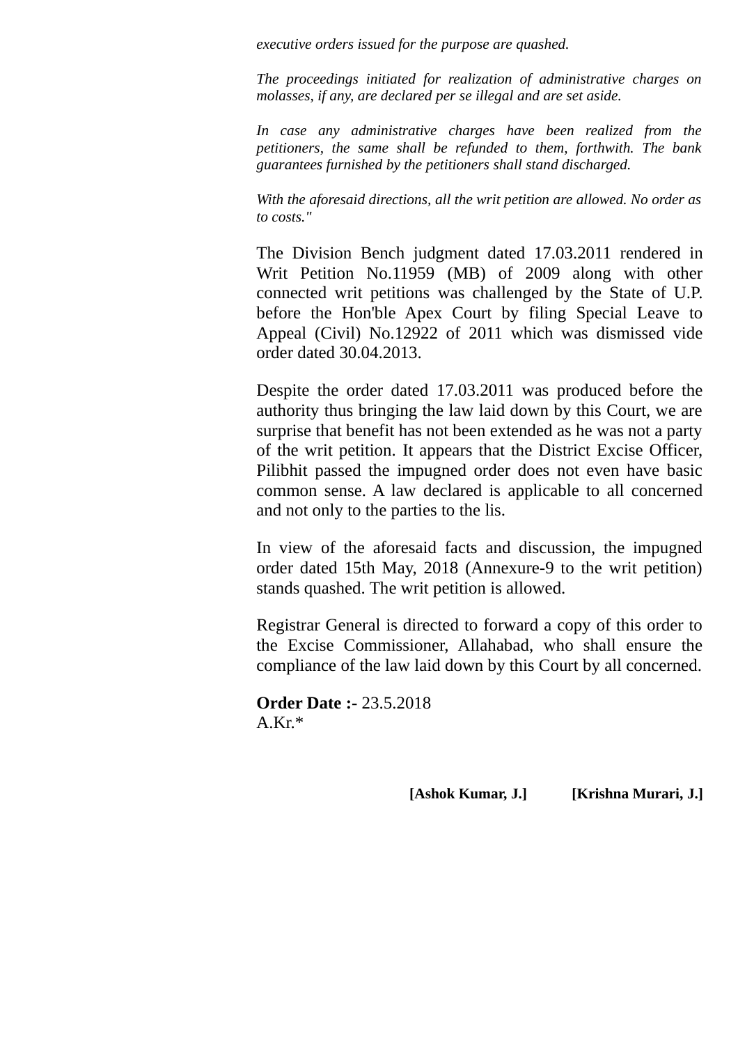*executive orders issued for the purpose are quashed.*

*The proceedings initiated for realization of administrative charges on molasses, if any, are declared per se illegal and are set aside.*

*In case any administrative charges have been realized from the petitioners, the same shall be refunded to them, forthwith. The bank guarantees furnished by the petitioners shall stand discharged.*

*With the aforesaid directions, all the writ petition are allowed. No order as to costs."*

The Division Bench judgment dated 17.03.2011 rendered in Writ Petition No.11959 (MB) of 2009 along with other connected writ petitions was challenged by the State of U.P. before the Hon'ble Apex Court by filing Special Leave to Appeal (Civil) No.12922 of 2011 which was dismissed vide order dated 30.04.2013.

Despite the order dated 17.03.2011 was produced before the authority thus bringing the law laid down by this Court, we are surprise that benefit has not been extended as he was not a party of the writ petition. It appears that the District Excise Officer, Pilibhit passed the impugned order does not even have basic common sense. A law declared is applicable to all concerned and not only to the parties to the lis.

In view of the aforesaid facts and discussion, the impugned order dated 15th May, 2018 (Annexure-9 to the writ petition) stands quashed. The writ petition is allowed.

Registrar General is directed to forward a copy of this order to the Excise Commissioner, Allahabad, who shall ensure the compliance of the law laid down by this Court by all concerned.

**Order Date :-** 23.5.2018
A.Kr.*

**[Ashok Kumar, J.]** **[Krishna Murari, J.]**